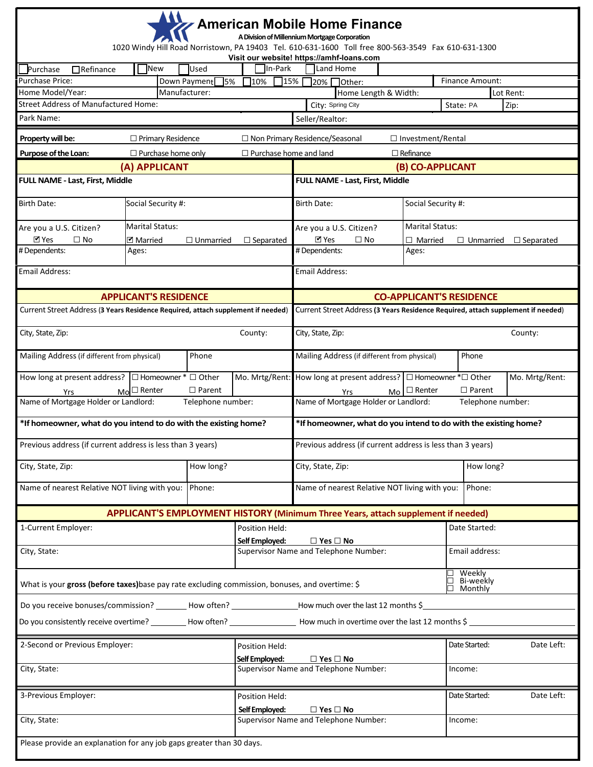# American Mobile Home Finance

**A Division of Millennium Mortgage Corporation**

1020 Windy Hill Road Norristown, PA 19403 Tel. 610-631-1600 Toll free 800-563-3549 Fax 610-631-1300

**Visit our website! https://amhf-loans.com**

| ☐ Purchase ☐ Refinance | ☐ New ☐ Used | ☐ In-Park ☐ Land Home | |
|---|---|---|---|
| Purchase Price: | Down Payment ☐ 5% ☐ 10% ☐ 15% ☐ 20% ☐ Other: | | Finance Amount: |
| Home Model/Year: | Manufacturer: | Home Length & Width: | Lot Rent: |
| Street Address of Manufactured Home: | City: Spring City | State: PA | Zip: |
| Park Name: | Seller/Realtor: | | |

**Property will be:** ☐ Primary Residence ☐ Non Primary Residence/Seasonal ☐ Investment/Rental

**Purpose of the Loan:** ☐ Purchase home only ☐ Purchase home and land ☐ Refinance

| (A) APPLICANT | | | (B) CO-APPLICANT | | |
|---|---|---|---|---|---|
| **FULL NAME - Last, First, Middle** | | | **FULL NAME - Last, First, Middle** | | |
| Birth Date: | Social Security #: | | Birth Date: | Social Security #: | |
| Are you a U.S. Citizen? ☑ Yes ☐ No | Marital Status: ☑ Married ☐ Unmarried ☐ Separated | | Are you a U.S. Citizen? ☑ Yes ☐ No | Marital Status: ☐ Married ☐ Unmarried ☐ Separated | |
| # Dependents: | Ages: | | # Dependents: | Ages: | |
| Email Address: | | | Email Address: | | |

| APPLICANT'S RESIDENCE | | | CO-APPLICANT'S RESIDENCE | | |
|---|---|---|---|---|---|
| Current Street Address (**3 Years Residence Required, attach supplement if needed**) | | | Current Street Address (**3 Years Residence Required, attach supplement if needed**) | | |
| City, State, Zip: | County: | | City, State, Zip: | County: | |
| Mailing Address (if different from physical) | Phone | | Mailing Address (if different from physical) | Phone | |
| How long at present address? Yrs Mo | ☐ Homeowner * ☐ Other ☐ Renter ☐ Parent | Mo. Mrtg/Rent: | How long at present address? Yrs Mo | ☐ Homeowner * ☐ Other ☐ Renter ☐ Parent | Mo. Mrtg/Rent: |
| Name of Mortgage Holder or Landlord: | Telephone number: | | Name of Mortgage Holder or Landlord: | Telephone number: | |
| ***If homeowner, what do you intend to do with the existing home?** | | | ***If homeowner, what do you intend to do with the existing home?** | | |
| Previous address (if current address is less than 3 years) | | | Previous address (if current address is less than 3 years) | | |
| City, State, Zip: | How long? | | City, State, Zip: | How long? | |
| Name of nearest Relative NOT living with you: | Phone: | | Name of nearest Relative NOT living with you: | Phone: | |

## APPLICANT'S EMPLOYMENT HISTORY (Minimum Three Years, attach supplement if needed)

| 1-Current Employer: | Position Held: **Self Employed:** ☐ **Yes** ☐ **No** | Date Started: |
|---|---|---|
| City, State: | Supervisor Name and Telephone Number: | Email address: |

What is your **gross (before taxes)** base pay rate excluding commission, bonuses, and overtime: $ ☐ Weekly ☐ Bi-weekly ☐ Monthly

Do you receive bonuses/commission? _______ How often? _______________ How much over the last 12 months $_______________

Do you consistently receive overtime? ________ How often? _______________ How much in overtime over the last 12 months $ _______________

| 2-Second or Previous Employer: | Position Held: **Self Employed:** ☐ **Yes** ☐ **No** | Date Started: | Date Left: |
|---|---|---|---|
| City, State: | Supervisor Name and Telephone Number: | Income: | |

| 3-Previous Employer: | Position Held: **Self Employed:** ☐ **Yes** ☐ **No** | Date Started: | Date Left: |
|---|---|---|---|
| City, State: | Supervisor Name and Telephone Number: | Income: | |

Please provide an explanation for any job gaps greater than 30 days.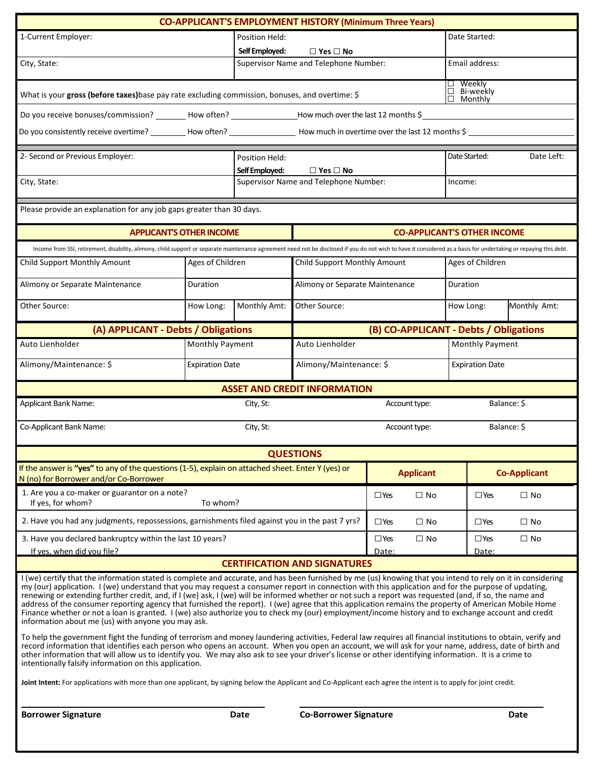## CO-APPLICANT'S EMPLOYMENT HISTORY (Minimum Three Years)

| 1-Current Employer: | Position Held: **Self Employed:** ☐ Yes ☐ No | Date Started: |
|---|---|---|
| City, State: | Supervisor Name and Telephone Number: | Email address: |

What is your **gross (before taxes)** base pay rate excluding commission, bonuses, and overtime: $ ☐ Weekly ☐ Bi-weekly ☐ Monthly

Do you receive bonuses/commission? _______ How often? _______________ How much over the last 12 months $ _______________

Do you consistently receive overtime? ________ How often? _______________ How much in overtime over the last 12 months $ _______________

| 2- Second or Previous Employer: | Position Held: **Self Employed:** ☐ Yes ☐ No | Date Started: Date Left: |
|---|---|---|
| City, State: | Supervisor Name and Telephone Number: | Income: |

Please provide an explanation for any job gaps greater than 30 days.

## APPLICANT'S OTHER INCOME / CO-APPLICANT'S OTHER INCOME

Income from SSI, retirement, disability, alimony, child support or separate maintenance agreement need not be disclosed if you do not wish to have it considered as a basis for undertaking or repaying this debt.

| APPLICANT'S OTHER INCOME | | | CO-APPLICANT'S OTHER INCOME | | |
|---|---|---|---|---|---|
| Child Support Monthly Amount | Ages of Children | | Child Support Monthly Amount | Ages of Children | |
| Alimony or Separate Maintenance | Duration | | Alimony or Separate Maintenance | Duration | |
| Other Source: | How Long: | Monthly Amt: | Other Source: | How Long: | Monthly Amt: |

| (A) APPLICANT - Debts / Obligations | | (B) CO-APPLICANT - Debts / Obligations | |
|---|---|---|---|
| Auto Lienholder | Monthly Payment | Auto Lienholder | Monthly Payment |
| Alimony/Maintenance: $ | Expiration Date | Alimony/Maintenance: $ | Expiration Date |

## ASSET AND CREDIT INFORMATION

| | | | |
|---|---|---|---|
| Applicant Bank Name: | City, St: | Account type: | Balance: $ |
| Co-Applicant Bank Name: | City, St: | Account type: | Balance: $ |

## QUESTIONS

| If the answer is **"yes"** to any of the questions (1-5), explain on attached sheet. Enter Y (yes) or N (no) for Borrower and/or Co-Borrower | Applicant | Co-Applicant |
|---|---|---|
| 1. Are you a co-maker or guarantor on a note? If yes, for whom? To whom? | ☐Yes ☐ No | ☐Yes ☐ No |
| 2. Have you had any judgments, repossessions, garnishments filed against you in the past 7 yrs? | ☐Yes ☐ No | ☐Yes ☐ No |
| 3. Have you declared bankruptcy within the last 10 years? If yes, when did you file? | ☐Yes ☐ No Date: | ☐Yes ☐ No Date: |

## CERTIFICATION AND SIGNATURES

I (we) certify that the information stated is complete and accurate, and has been furnished by me (us) knowing that you intend to rely on it in considering my (our) application. I (we) understand that you may request a consumer report in connection with this application and for the purpose of updating, renewing or extending further credit, and, if I (we) ask, I (we) will be informed whether or not such a report was requested (and, if so, the name and address of the consumer reporting agency that furnished the report). I (we) agree that this application remains the property of American Mobile Home Finance whether or not a loan is granted. I (we) also authorize you to check my (our) employment/income history and to exchange account and credit information about me (us) with anyone you may ask.

To help the government fight the funding of terrorism and money laundering activities, Federal law requires all financial institutions to obtain, verify and record information that identifies each person who opens an account. When you open an account, we will ask for your name, address, date of birth and other information that will allow us to identify you. We may also ask to see your driver's license or other identifying information. It is a crime to intentionally falsify information on this application.

**Joint Intent:** For applications with more than one applicant, by signing below the Applicant and Co-Applicant each agree the intent is to apply for joint credit.

**Borrower Signature** **Date** **Co-Borrower Signature** **Date**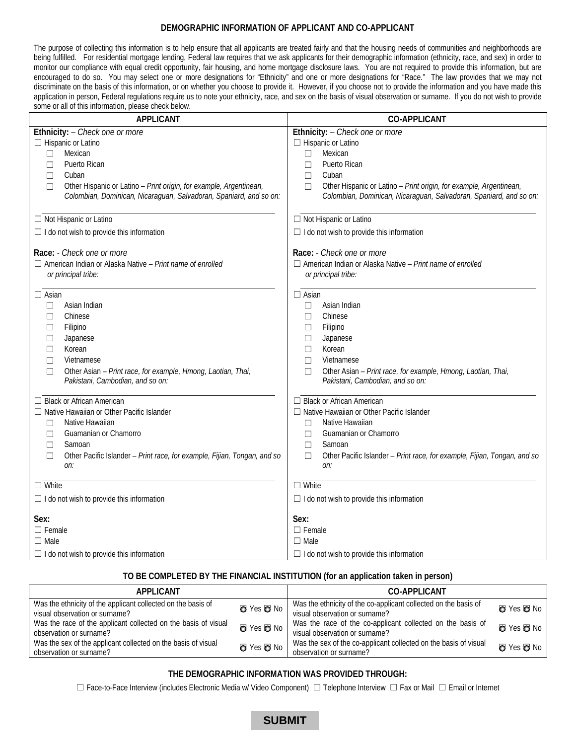## DEMOGRAPHIC INFORMATION OF APPLICANT AND CO-APPLICANT

The purpose of collecting this information is to help ensure that all applicants are treated fairly and that the housing needs of communities and neighborhoods are being fulfilled. For residential mortgage lending, Federal law requires that we ask applicants for their demographic information (ethnicity, race, and sex) in order to monitor our compliance with equal credit opportunity, fair housing, and home mortgage disclosure laws. You are not required to provide this information, but are encouraged to do so. You may select one or more designations for "Ethnicity" and one or more designations for "Race." The law provides that we may not discriminate on the basis of this information, or on whether you choose to provide it. However, if you choose not to provide the information and you have made this application in person, Federal regulations require us to note your ethnicity, race, and sex on the basis of visual observation or surname. If you do not wish to provide some or all of this information, please check below.

| APPLICANT | CO-APPLICANT |
|---|---|
| **Ethnicity:** – *Check one or more* | **Ethnicity:** – *Check one or more* |
| ☐ Hispanic or Latino | ☐ Hispanic or Latino |
| ☐ Mexican | ☐ Mexican |
| ☐ Puerto Rican | ☐ Puerto Rican |
| ☐ Cuban | ☐ Cuban |
| ☐ Other Hispanic or Latino – *Print origin, for example, Argentinean, Colombian, Dominican, Nicaraguan, Salvadoran, Spaniard, and so on:* ______ | ☐ Other Hispanic or Latino – *Print origin, for example, Argentinean, Colombian, Dominican, Nicaraguan, Salvadoran, Spaniard, and so on:* ______ |
| ☐ Not Hispanic or Latino | ☐ Not Hispanic or Latino |
| ☐ I do not wish to provide this information | ☐ I do not wish to provide this information |
| **Race:** - *Check one or more* | **Race:** - *Check one or more* |
| ☐ American Indian or Alaska Native – *Print name of enrolled or principal tribe:* ______ | ☐ American Indian or Alaska Native – *Print name of enrolled or principal tribe:* ______ |
| ☐ Asian | ☐ Asian |
| ☐ Asian Indian | ☐ Asian Indian |
| ☐ Chinese | ☐ Chinese |
| ☐ Filipino | ☐ Filipino |
| ☐ Japanese | ☐ Japanese |
| ☐ Korean | ☐ Korean |
| ☐ Vietnamese | ☐ Vietnamese |
| ☐ Other Asian – *Print race, for example, Hmong, Laotian, Thai, Pakistani, Cambodian, and so on:* ______ | ☐ Other Asian – *Print race, for example, Hmong, Laotian, Thai, Pakistani, Cambodian, and so on:* ______ |
| ☐ Black or African American | ☐ Black or African American |
| ☐ Native Hawaiian or Other Pacific Islander | ☐ Native Hawaiian or Other Pacific Islander |
| ☐ Native Hawaiian | ☐ Native Hawaiian |
| ☐ Guamanian or Chamorro | ☐ Guamanian or Chamorro |
| ☐ Samoan | ☐ Samoan |
| ☐ Other Pacific Islander – *Print race, for example, Fijian, Tongan, and so on:* ______ | ☐ Other Pacific Islander – *Print race, for example, Fijian, Tongan, and so on:* ______ |
| ☐ White | ☐ White |
| ☐ I do not wish to provide this information | ☐ I do not wish to provide this information |
| **Sex:** | **Sex:** |
| ☐ Female | ☐ Female |
| ☐ Male | ☐ Male |
| ☐ I do not wish to provide this information | ☐ I do not wish to provide this information |

### TO BE COMPLETED BY THE FINANCIAL INSTITUTION (for an application taken in person)

| APPLICANT | | CO-APPLICANT | |
|---|---|---|---|
| Was the ethnicity of the applicant collected on the basis of visual observation or surname? | ○ Yes ○ No | Was the ethnicity of the co-applicant collected on the basis of visual observation or surname? | ○ Yes ○ No |
| Was the race of the applicant collected on the basis of visual observation or surname? | ○ Yes ○ No | Was the race of the co-applicant collected on the basis of visual observation or surname? | ○ Yes ○ No |
| Was the sex of the applicant collected on the basis of visual observation or surname? | ○ Yes ○ No | Was the sex of the co-applicant collected on the basis of visual observation or surname? | ○ Yes ○ No |

### THE DEMOGRAPHIC INFORMATION WAS PROVIDED THROUGH:

☐ Face-to-Face Interview (includes Electronic Media w/ Video Component) ☐ Telephone Interview ☐ Fax or Mail ☐ Email or Internet

**SUBMIT**